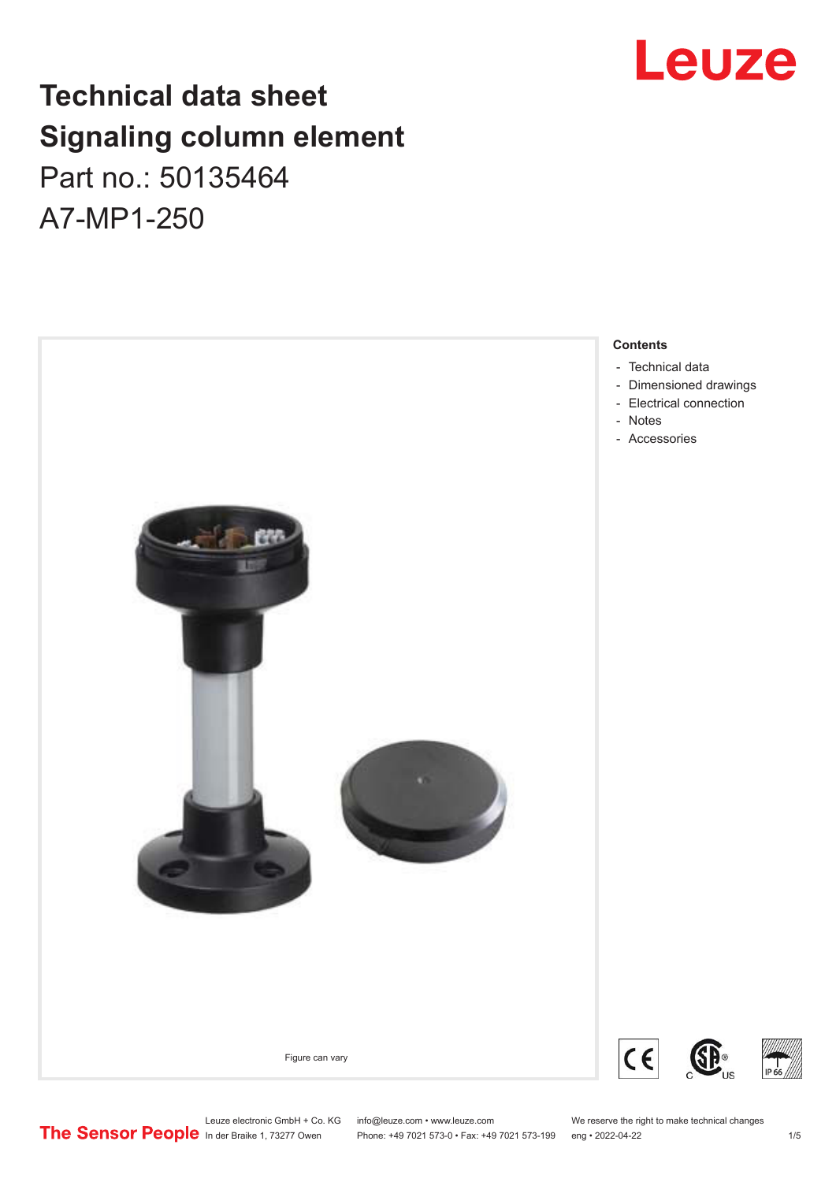# Technical data sheet
# Signaling column element

Part no.: 50135464

A7-MP1-250

Figure can vary

**Contents**

- Technical data
- Dimensioned drawings
- Electrical connection
- Notes
- Accessories

Leuze electronic GmbH + Co. KG
In der Braike 1, 73277 Owen

info@leuze.com • www.leuze.com
Phone: +49 7021 573-0 • Fax: +49 7021 573-199

We reserve the right to make technical changes
eng • 2022-04-22

The Sensor People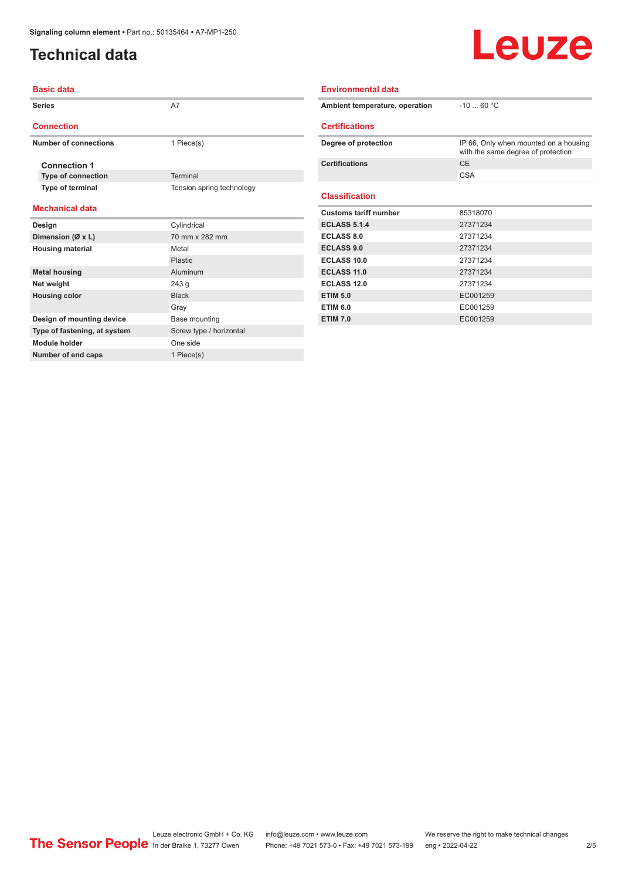# Technical data

## Basic data

| | |
|---|---|
| Series | A7 |

## Connection

| | |
|---|---|
| Number of connections | 1 Piece(s) |

**Connection 1**

| | |
|---|---|
| Type of connection | Terminal |
| Type of terminal | Tension spring technology |

## Mechanical data

| | |
|---|---|
| Design | Cylindrical |
| Dimension (Ø x L) | 70 mm x 282 mm |
| Housing material | Metal |
| | Plastic |
| Metal housing | Aluminum |
| Net weight | 243 g |
| Housing color | Black |
| | Gray |
| Design of mounting device | Base mounting |
| Type of fastening, at system | Screw type / horizontal |
| Module holder | One side |
| Number of end caps | 1 Piece(s) |

## Environmental data

| | |
|---|---|
| Ambient temperature, operation | -10 ... 60 °C |

## Certifications

| | |
|---|---|
| Degree of protection | IP 66, Only when mounted on a housing with the same degree of protection |
| Certifications | CE |
| | CSA |

## Classification

| | |
|---|---|
| Customs tariff number | 85318070 |
| ECLASS 5.1.4 | 27371234 |
| ECLASS 8.0 | 27371234 |
| ECLASS 9.0 | 27371234 |
| ECLASS 10.0 | 27371234 |
| ECLASS 11.0 | 27371234 |
| ECLASS 12.0 | 27371234 |
| ETIM 5.0 | EC001259 |
| ETIM 6.0 | EC001259 |
| ETIM 7.0 | EC001259 |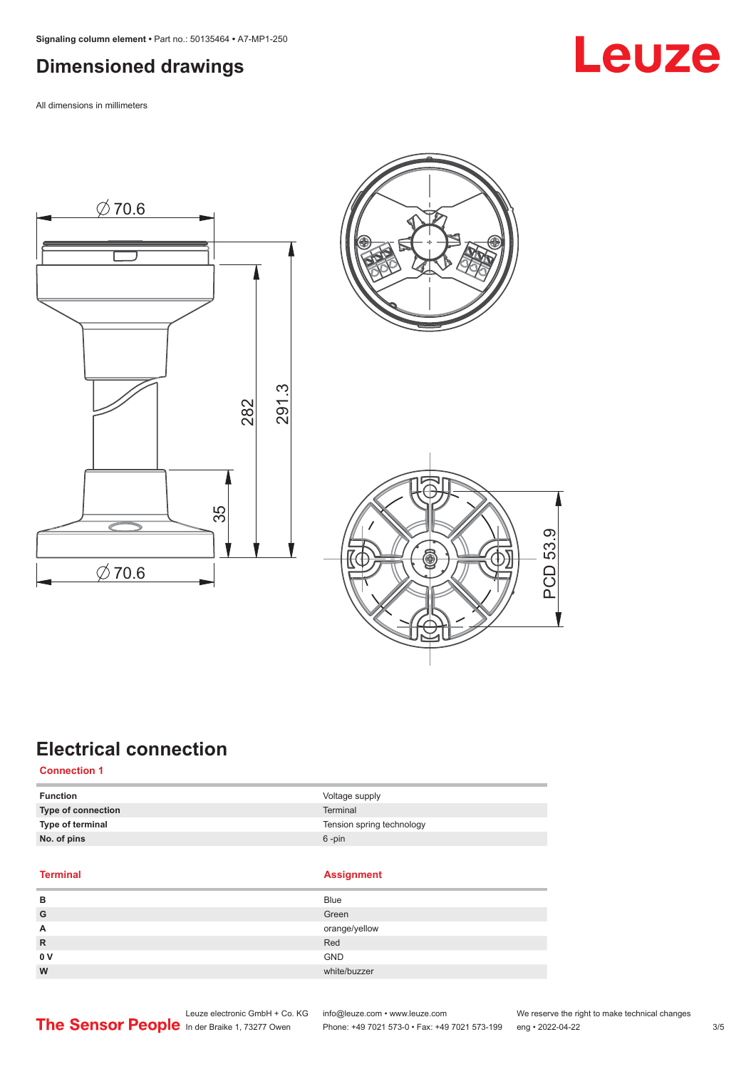## Dimensioned drawings

All dimensions in millimeters

## Electrical connection

**Connection 1**

| | |
|---|---|
| **Function** | Voltage supply |
| **Type of connection** | Terminal |
| **Type of terminal** | Tension spring technology |
| **No. of pins** | 6 -pin |

| Terminal | Assignment |
|---|---|
| **B** | Blue |
| **G** | Green |
| **A** | orange/yellow |
| **R** | Red |
| **0 V** | GND |
| **W** | white/buzzer |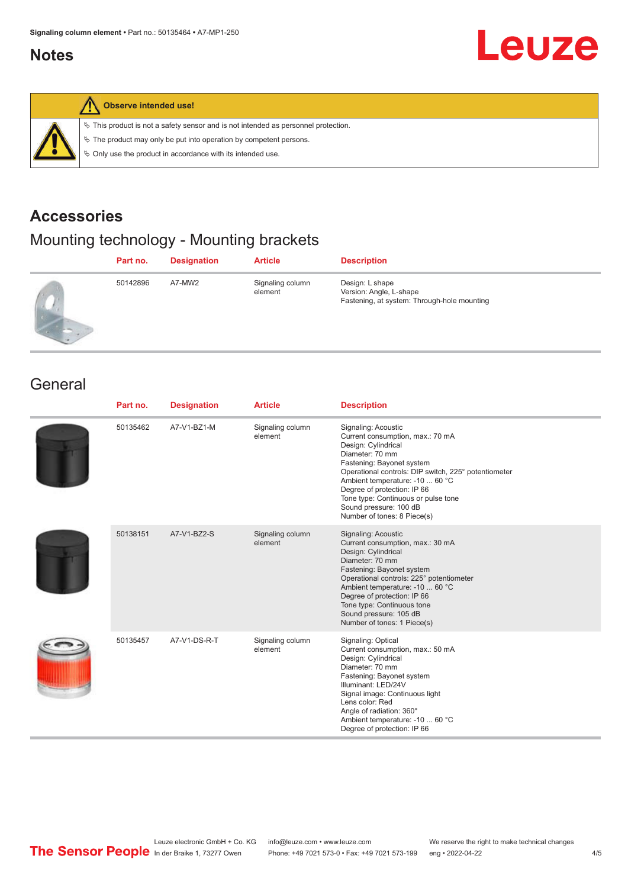## Notes

**Observe intended use!**

- This product is not a safety sensor and is not intended as personnel protection.
- The product may only be put into operation by competent persons.
- Only use the product in accordance with its intended use.

## Accessories

### Mounting technology - Mounting brackets

| Part no. | Designation | Article | Description |
|---|---|---|---|
| 50142896 | A7-MW2 | Signaling column element | Design: L shape<br>Version: Angle, L-shape<br>Fastening, at system: Through-hole mounting |

### General

| Part no. | Designation | Article | Description |
|---|---|---|---|
| 50135462 | A7-V1-BZ1-M | Signaling column element | Signaling: Acoustic<br>Current consumption, max.: 70 mA<br>Design: Cylindrical<br>Diameter: 70 mm<br>Fastening: Bayonet system<br>Operational controls: DIP switch, 225° potentiometer<br>Ambient temperature: -10 ... 60 °C<br>Degree of protection: IP 66<br>Tone type: Continuous or pulse tone<br>Sound pressure: 100 dB<br>Number of tones: 8 Piece(s) |
| 50138151 | A7-V1-BZ2-S | Signaling column element | Signaling: Acoustic<br>Current consumption, max.: 30 mA<br>Design: Cylindrical<br>Diameter: 70 mm<br>Fastening: Bayonet system<br>Operational controls: 225° potentiometer<br>Ambient temperature: -10 ... 60 °C<br>Degree of protection: IP 66<br>Tone type: Continuous tone<br>Sound pressure: 105 dB<br>Number of tones: 1 Piece(s) |
| 50135457 | A7-V1-DS-R-T | Signaling column element | Signaling: Optical<br>Current consumption, max.: 50 mA<br>Design: Cylindrical<br>Diameter: 70 mm<br>Fastening: Bayonet system<br>Illuminant: LED/24V<br>Signal image: Continuous light<br>Lens color: Red<br>Angle of radiation: 360°<br>Ambient temperature: -10 ... 60 °C<br>Degree of protection: IP 66 |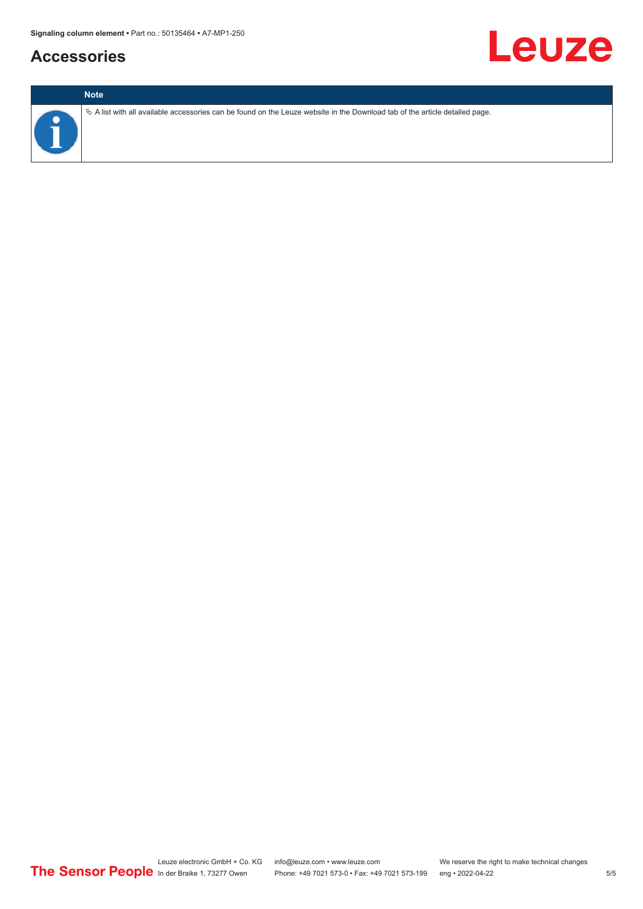## Accessories

| | Note |
|---|---|
| | ✎ A list with all available accessories can be found on the Leuze website in the Download tab of the article detailed page. |